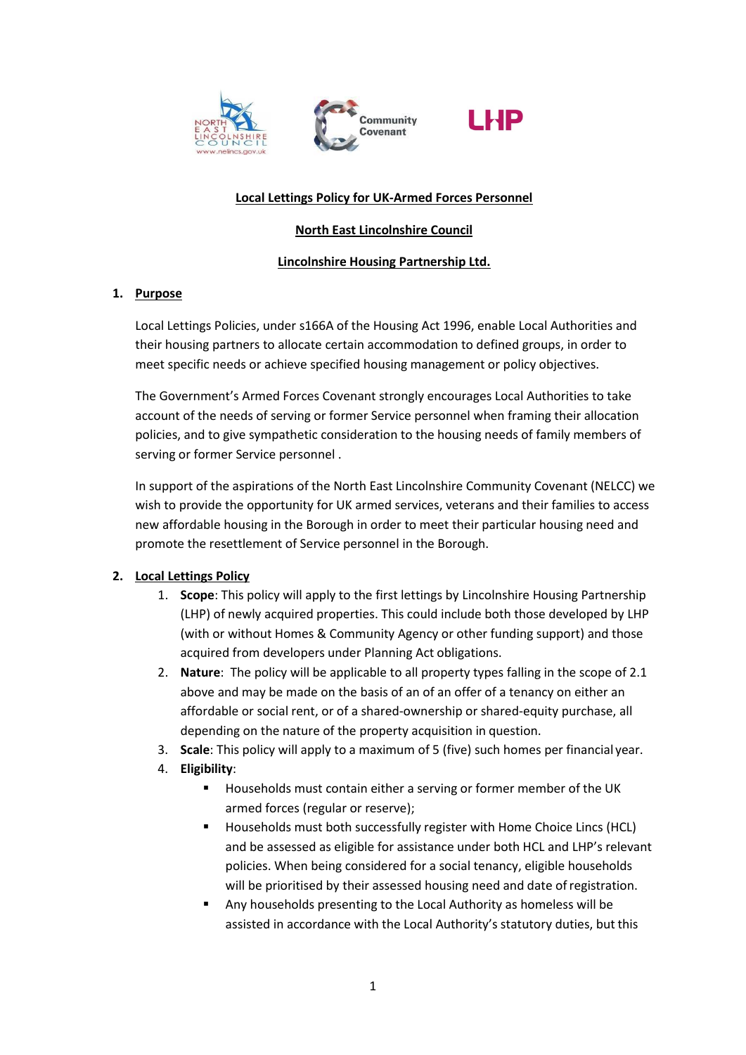**Local Lettings Policy for UK-Armed Forces Personnel**

**North East Lincolnshire Council**

**Lincolnshire Housing Partnership Ltd.**

## 1. Purpose

Local Lettings Policies, under s166A of the Housing Act 1996, enable Local Authorities and their housing partners to allocate certain accommodation to defined groups, in order to meet specific needs or achieve specified housing management or policy objectives.

The Government's Armed Forces Covenant strongly encourages Local Authorities to take account of the needs of serving or former Service personnel when framing their allocation policies, and to give sympathetic consideration to the housing needs of family members of serving or former Service personnel .

In support of the aspirations of the North East Lincolnshire Community Covenant (NELCC) we wish to provide the opportunity for UK armed services, veterans and their families to access new affordable housing in the Borough in order to meet their particular housing need and promote the resettlement of Service personnel in the Borough.

## 2. Local Lettings Policy

1. **Scope**: This policy will apply to the first lettings by Lincolnshire Housing Partnership (LHP) of newly acquired properties. This could include both those developed by LHP (with or without Homes & Community Agency or other funding support) and those acquired from developers under Planning Act obligations.
2. **Nature**: The policy will be applicable to all property types falling in the scope of 2.1 above and may be made on the basis of an of an offer of a tenancy on either an affordable or social rent, or of a shared-ownership or shared-equity purchase, all depending on the nature of the property acquisition in question.
3. **Scale**: This policy will apply to a maximum of 5 (five) such homes per financial year.
4. **Eligibility**:
   - Households must contain either a serving or former member of the UK armed forces (regular or reserve);
   - Households must both successfully register with Home Choice Lincs (HCL) and be assessed as eligible for assistance under both HCL and LHP's relevant policies. When being considered for a social tenancy, eligible households will be prioritised by their assessed housing need and date of registration.
   - Any households presenting to the Local Authority as homeless will be assisted in accordance with the Local Authority's statutory duties, but this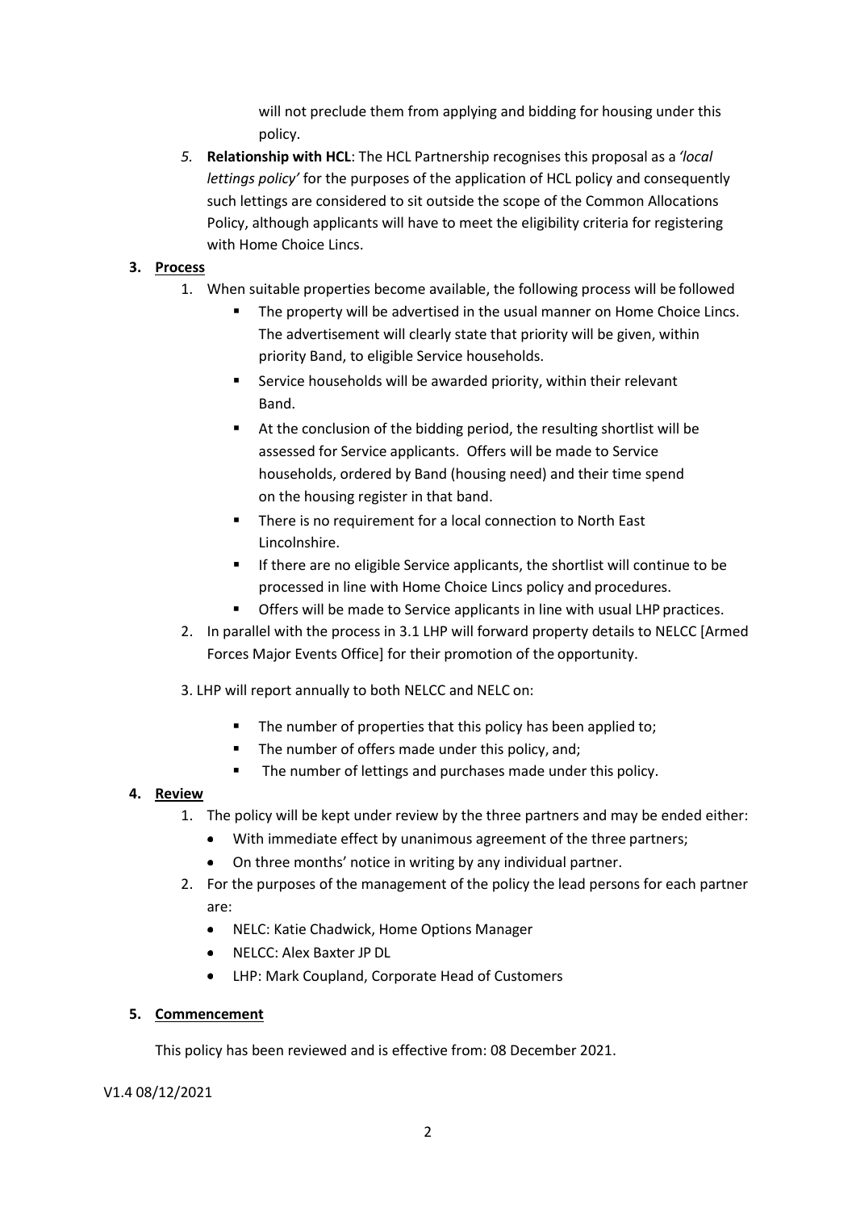will not preclude them from applying and bidding for housing under this policy.

5. **Relationship with HCL**: The HCL Partnership recognises this proposal as a *'local lettings policy'* for the purposes of the application of HCL policy and consequently such lettings are considered to sit outside the scope of the Common Allocations Policy, although applicants will have to meet the eligibility criteria for registering with Home Choice Lincs.

## 3. Process

1. When suitable properties become available, the following process will be followed
   - The property will be advertised in the usual manner on Home Choice Lincs. The advertisement will clearly state that priority will be given, within priority Band, to eligible Service households.
   - Service households will be awarded priority, within their relevant Band.
   - At the conclusion of the bidding period, the resulting shortlist will be assessed for Service applicants. Offers will be made to Service households, ordered by Band (housing need) and their time spend on the housing register in that band.
   - There is no requirement for a local connection to North East Lincolnshire.
   - If there are no eligible Service applicants, the shortlist will continue to be processed in line with Home Choice Lincs policy and procedures.
   - Offers will be made to Service applicants in line with usual LHP practices.
2. In parallel with the process in 3.1 LHP will forward property details to NELCC [Armed Forces Major Events Office] for their promotion of the opportunity.
3. LHP will report annually to both NELCC and NELC on:
   - The number of properties that this policy has been applied to;
   - The number of offers made under this policy, and;
   - The number of lettings and purchases made under this policy.

## 4. Review

1. The policy will be kept under review by the three partners and may be ended either:
   - With immediate effect by unanimous agreement of the three partners;
   - On three months' notice in writing by any individual partner.
2. For the purposes of the management of the policy the lead persons for each partner are:
   - NELC: Katie Chadwick, Home Options Manager
   - NELCC: Alex Baxter JP DL
   - LHP: Mark Coupland, Corporate Head of Customers

## 5. Commencement

This policy has been reviewed and is effective from: 08 December 2021.

V1.4 08/12/2021